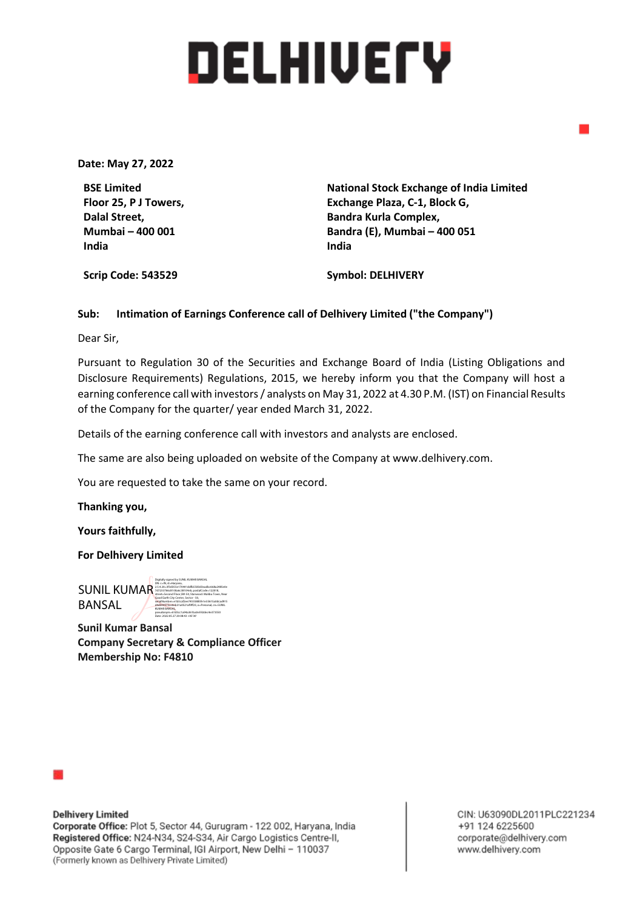# DELHIVERY

**Date: May 27, 2022**

**BSE Limited**
**Floor 25, P J Towers,**
**Dalal Street,**
**Mumbai – 400 001**
**India**

**Scrip Code: 543529**

**National Stock Exchange of India Limited**
**Exchange Plaza, C-1, Block G,**
**Bandra Kurla Complex,**
**Bandra (E), Mumbai – 400 051**
**India**

**Symbol: DELHIVERY**

**Sub: Intimation of Earnings Conference call of Delhivery Limited ("the Company")**

Dear Sir,

Pursuant to Regulation 30 of the Securities and Exchange Board of India (Listing Obligations and Disclosure Requirements) Regulations, 2015, we hereby inform you that the Company will host a earning conference call with investors / analysts on May 31, 2022 at 4.30 P.M. (IST) on Financial Results of the Company for the quarter/ year ended March 31, 2022.

Details of the earning conference call with investors and analysts are enclosed.

The same are also being uploaded on website of the Company at www.delhivery.com.

You are requested to take the same on your record.

**Thanking you,**

**Yours faithfully,**

**For Delhivery Limited**

SUNIL KUMAR BANSAL

**Sunil Kumar Bansal**
**Company Secretary & Compliance Officer**
**Membership No: F4810**

**Delhivery Limited**
**Corporate Office:** Plot 5, Sector 44, Gurugram - 122 002, Haryana, India
**Registered Office:** N24-N34, S24-S34, Air Cargo Logistics Centre-II, Opposite Gate 6 Cargo Terminal, IGI Airport, New Delhi – 110037
(Formerly known as Delhivery Private Limited)

CIN: U63090DL2011PLC221234
+91 124 6225600
corporate@delhivery.com
www.delhivery.com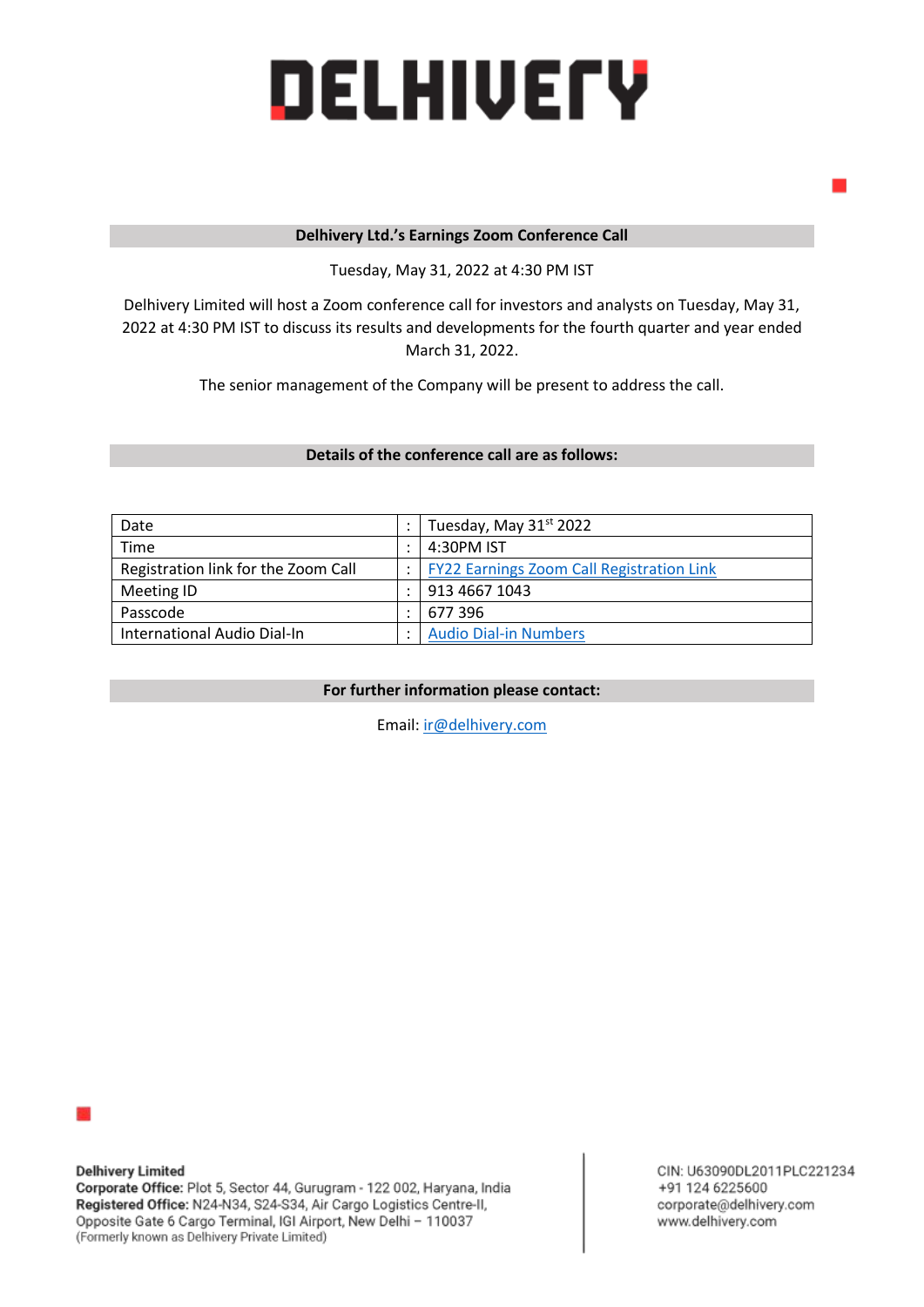# DELHIVERY

## Delhivery Ltd.'s Earnings Zoom Conference Call

Tuesday, May 31, 2022 at 4:30 PM IST

Delhivery Limited will host a Zoom conference call for investors and analysts on Tuesday, May 31, 2022 at 4:30 PM IST to discuss its results and developments for the fourth quarter and year ended March 31, 2022.

The senior management of the Company will be present to address the call.

## Details of the conference call are as follows:

| | | |
|---|---|---|
| Date | : | Tuesday, May 31st 2022 |
| Time | : | 4:30PM IST |
| Registration link for the Zoom Call | : | FY22 Earnings Zoom Call Registration Link |
| Meeting ID | : | 913 4667 1043 |
| Passcode | : | 677 396 |
| International Audio Dial-In | : | Audio Dial-in Numbers |

## For further information please contact:

Email: ir@delhivery.com

**Delhivery Limited**
**Corporate Office:** Plot 5, Sector 44, Gurugram - 122 002, Haryana, India
**Registered Office:** N24-N34, S24-S34, Air Cargo Logistics Centre-II, Opposite Gate 6 Cargo Terminal, IGI Airport, New Delhi – 110037
(Formerly known as Delhivery Private Limited)

CIN: U63090DL2011PLC221234
+91 124 6225600
corporate@delhivery.com
www.delhivery.com